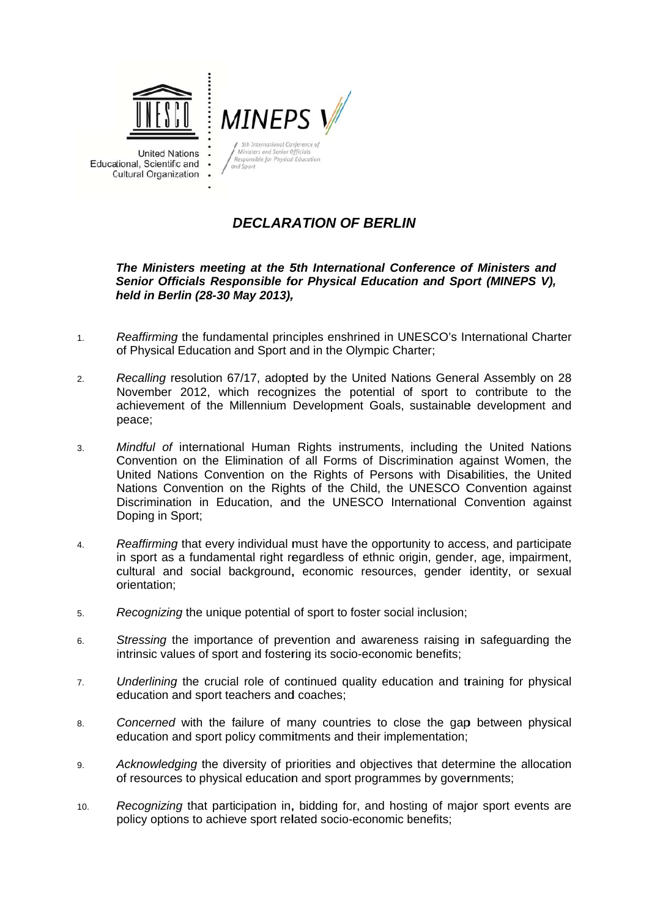United Nations Educational, Scientific and Cultural Organization

MINEPS V

5th International Conference of Ministers and Senior Officials Responsible for Physical Education and Sport

# *DECLARATION OF BERLIN*

***The Ministers meeting at the 5th International Conference of Ministers and Senior Officials Responsible for Physical Education and Sport (MINEPS V), held in Berlin (28-30 May 2013),***

1. *Reaffirming* the fundamental principles enshrined in UNESCO's International Charter of Physical Education and Sport and in the Olympic Charter;

2. *Recalling* resolution 67/17, adopted by the United Nations General Assembly on 28 November 2012, which recognizes the potential of sport to contribute to the achievement of the Millennium Development Goals, sustainable development and peace;

3. *Mindful of* international Human Rights instruments, including the United Nations Convention on the Elimination of all Forms of Discrimination against Women, the United Nations Convention on the Rights of Persons with Disabilities, the United Nations Convention on the Rights of the Child, the UNESCO Convention against Discrimination in Education, and the UNESCO International Convention against Doping in Sport;

4. *Reaffirming* that every individual must have the opportunity to access, and participate in sport as a fundamental right regardless of ethnic origin, gender, age, impairment, cultural and social background, economic resources, gender identity, or sexual orientation;

5. *Recognizing* the unique potential of sport to foster social inclusion;

6. *Stressing* the importance of prevention and awareness raising in safeguarding the intrinsic values of sport and fostering its socio-economic benefits;

7. *Underlining* the crucial role of continued quality education and training for physical education and sport teachers and coaches;

8. *Concerned* with the failure of many countries to close the gap between physical education and sport policy commitments and their implementation;

9. *Acknowledging* the diversity of priorities and objectives that determine the allocation of resources to physical education and sport programmes by governments;

10. *Recognizing* that participation in, bidding for, and hosting of major sport events are policy options to achieve sport related socio-economic benefits;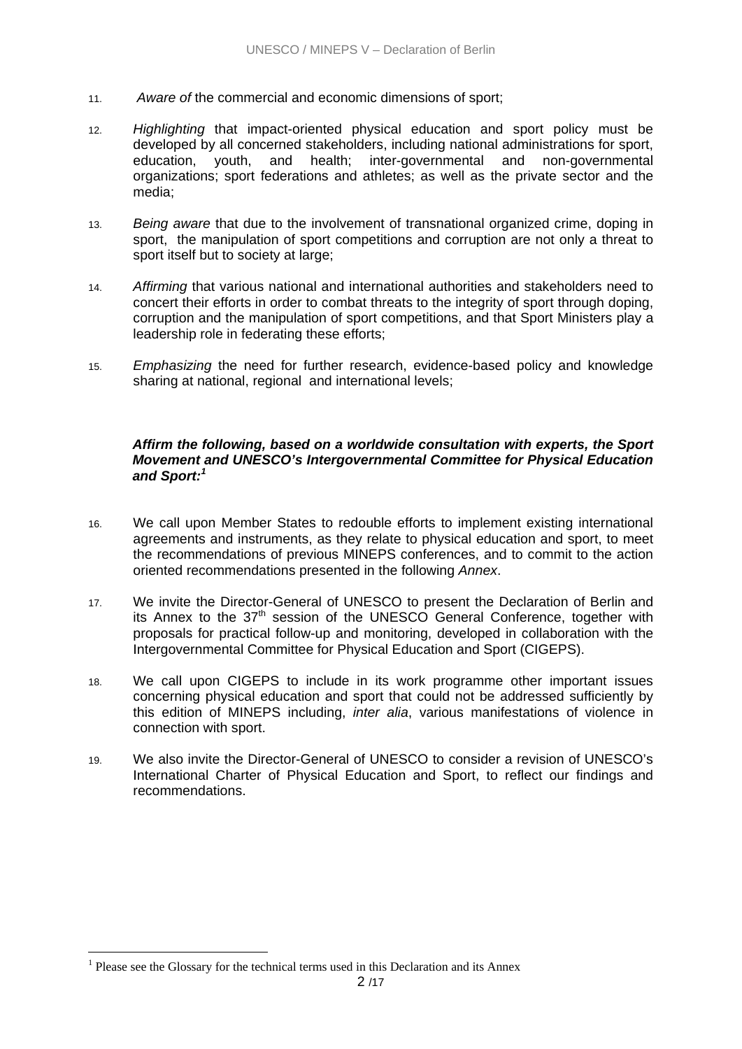11. *Aware of* the commercial and economic dimensions of sport;

12. *Highlighting* that impact-oriented physical education and sport policy must be developed by all concerned stakeholders, including national administrations for sport, education, youth, and health; inter-governmental and non-governmental organizations; sport federations and athletes; as well as the private sector and the media;

13. *Being aware* that due to the involvement of transnational organized crime, doping in sport, the manipulation of sport competitions and corruption are not only a threat to sport itself but to society at large;

14. *Affirming* that various national and international authorities and stakeholders need to concert their efforts in order to combat threats to the integrity of sport through doping, corruption and the manipulation of sport competitions, and that Sport Ministers play a leadership role in federating these efforts;

15. *Emphasizing* the need for further research, evidence-based policy and knowledge sharing at national, regional and international levels;

***Affirm the following, based on a worldwide consultation with experts, the Sport Movement and UNESCO's Intergovernmental Committee for Physical Education and Sport:***[1]

16. We call upon Member States to redouble efforts to implement existing international agreements and instruments, as they relate to physical education and sport, to meet the recommendations of previous MINEPS conferences, and to commit to the action oriented recommendations presented in the following *Annex*.

17. We invite the Director-General of UNESCO to present the Declaration of Berlin and its Annex to the 37th session of the UNESCO General Conference, together with proposals for practical follow-up and monitoring, developed in collaboration with the Intergovernmental Committee for Physical Education and Sport (CIGEPS).

18. We call upon CIGEPS to include in its work programme other important issues concerning physical education and sport that could not be addressed sufficiently by this edition of MINEPS including, *inter alia*, various manifestations of violence in connection with sport.

19. We also invite the Director-General of UNESCO to consider a revision of UNESCO's International Charter of Physical Education and Sport, to reflect our findings and recommendations.

---

[1] Please see the Glossary for the technical terms used in this Declaration and its Annex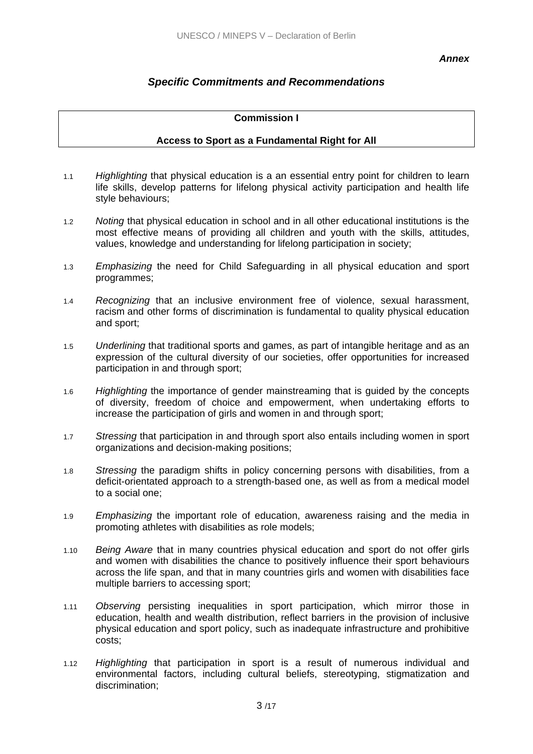***Annex***

## *Specific Commitments and Recommendations*

### Commission I

### Access to Sport as a Fundamental Right for All

1.1 *Highlighting* that physical education is a an essential entry point for children to learn life skills, develop patterns for lifelong physical activity participation and health life style behaviours;

1.2 *Noting* that physical education in school and in all other educational institutions is the most effective means of providing all children and youth with the skills, attitudes, values, knowledge and understanding for lifelong participation in society;

1.3 *Emphasizing* the need for Child Safeguarding in all physical education and sport programmes;

1.4 *Recognizing* that an inclusive environment free of violence, sexual harassment, racism and other forms of discrimination is fundamental to quality physical education and sport;

1.5 *Underlining* that traditional sports and games, as part of intangible heritage and as an expression of the cultural diversity of our societies, offer opportunities for increased participation in and through sport;

1.6 *Highlighting* the importance of gender mainstreaming that is guided by the concepts of diversity, freedom of choice and empowerment, when undertaking efforts to increase the participation of girls and women in and through sport;

1.7 *Stressing* that participation in and through sport also entails including women in sport organizations and decision-making positions;

1.8 *Stressing* the paradigm shifts in policy concerning persons with disabilities, from a deficit-orientated approach to a strength-based one, as well as from a medical model to a social one;

1.9 *Emphasizing* the important role of education, awareness raising and the media in promoting athletes with disabilities as role models;

1.10 *Being Aware* that in many countries physical education and sport do not offer girls and women with disabilities the chance to positively influence their sport behaviours across the life span, and that in many countries girls and women with disabilities face multiple barriers to accessing sport;

1.11 *Observing* persisting inequalities in sport participation, which mirror those in education, health and wealth distribution, reflect barriers in the provision of inclusive physical education and sport policy, such as inadequate infrastructure and prohibitive costs;

1.12 *Highlighting* that participation in sport is a result of numerous individual and environmental factors, including cultural beliefs, stereotyping, stigmatization and discrimination;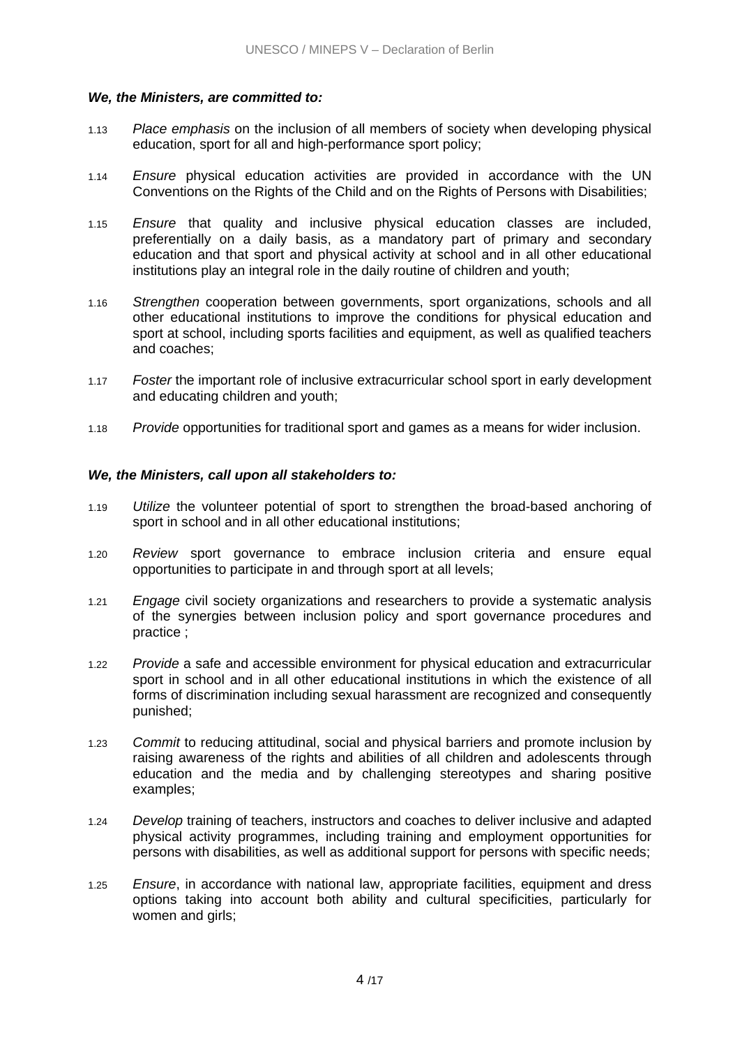***We, the Ministers, are committed to:***

1.13 *Place emphasis* on the inclusion of all members of society when developing physical education, sport for all and high-performance sport policy;

1.14 *Ensure* physical education activities are provided in accordance with the UN Conventions on the Rights of the Child and on the Rights of Persons with Disabilities;

1.15 *Ensure* that quality and inclusive physical education classes are included, preferentially on a daily basis, as a mandatory part of primary and secondary education and that sport and physical activity at school and in all other educational institutions play an integral role in the daily routine of children and youth;

1.16 *Strengthen* cooperation between governments, sport organizations, schools and all other educational institutions to improve the conditions for physical education and sport at school, including sports facilities and equipment, as well as qualified teachers and coaches;

1.17 *Foster* the important role of inclusive extracurricular school sport in early development and educating children and youth;

1.18 *Provide* opportunities for traditional sport and games as a means for wider inclusion.

***We, the Ministers, call upon all stakeholders to:***

1.19 *Utilize* the volunteer potential of sport to strengthen the broad-based anchoring of sport in school and in all other educational institutions;

1.20 *Review* sport governance to embrace inclusion criteria and ensure equal opportunities to participate in and through sport at all levels;

1.21 *Engage* civil society organizations and researchers to provide a systematic analysis of the synergies between inclusion policy and sport governance procedures and practice ;

1.22 *Provide* a safe and accessible environment for physical education and extracurricular sport in school and in all other educational institutions in which the existence of all forms of discrimination including sexual harassment are recognized and consequently punished;

1.23 *Commit* to reducing attitudinal, social and physical barriers and promote inclusion by raising awareness of the rights and abilities of all children and adolescents through education and the media and by challenging stereotypes and sharing positive examples;

1.24 *Develop* training of teachers, instructors and coaches to deliver inclusive and adapted physical activity programmes, including training and employment opportunities for persons with disabilities, as well as additional support for persons with specific needs;

1.25 *Ensure*, in accordance with national law, appropriate facilities, equipment and dress options taking into account both ability and cultural specificities, particularly for women and girls;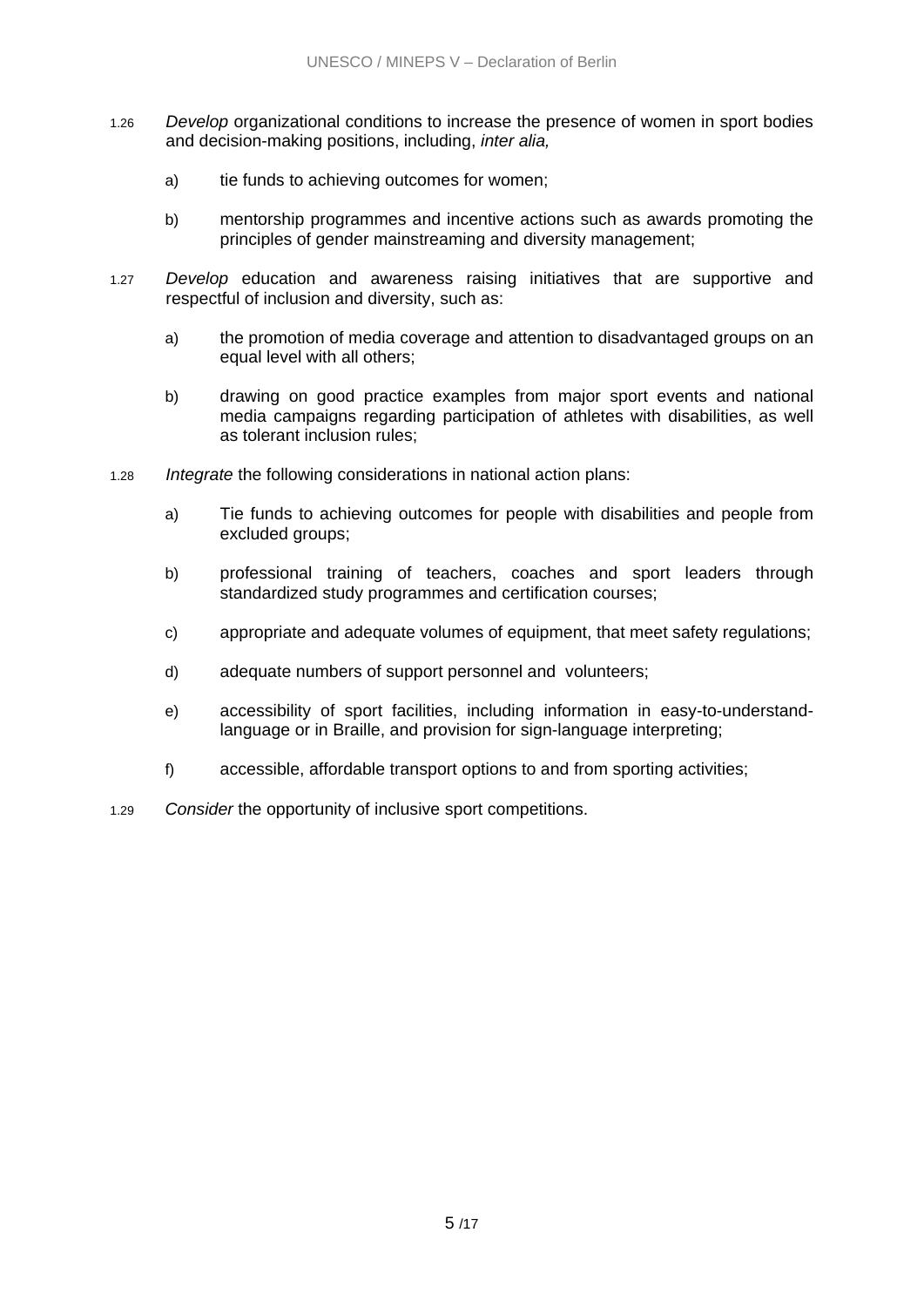1.26 *Develop* organizational conditions to increase the presence of women in sport bodies and decision-making positions, including, *inter alia,*

   a) tie funds to achieving outcomes for women;

   b) mentorship programmes and incentive actions such as awards promoting the principles of gender mainstreaming and diversity management;

1.27 *Develop* education and awareness raising initiatives that are supportive and respectful of inclusion and diversity, such as:

   a) the promotion of media coverage and attention to disadvantaged groups on an equal level with all others;

   b) drawing on good practice examples from major sport events and national media campaigns regarding participation of athletes with disabilities, as well as tolerant inclusion rules;

1.28 *Integrate* the following considerations in national action plans:

   a) Tie funds to achieving outcomes for people with disabilities and people from excluded groups;

   b) professional training of teachers, coaches and sport leaders through standardized study programmes and certification courses;

   c) appropriate and adequate volumes of equipment, that meet safety regulations;

   d) adequate numbers of support personnel and volunteers;

   e) accessibility of sport facilities, including information in easy-to-understand-language or in Braille, and provision for sign-language interpreting;

   f) accessible, affordable transport options to and from sporting activities;

1.29 *Consider* the opportunity of inclusive sport competitions.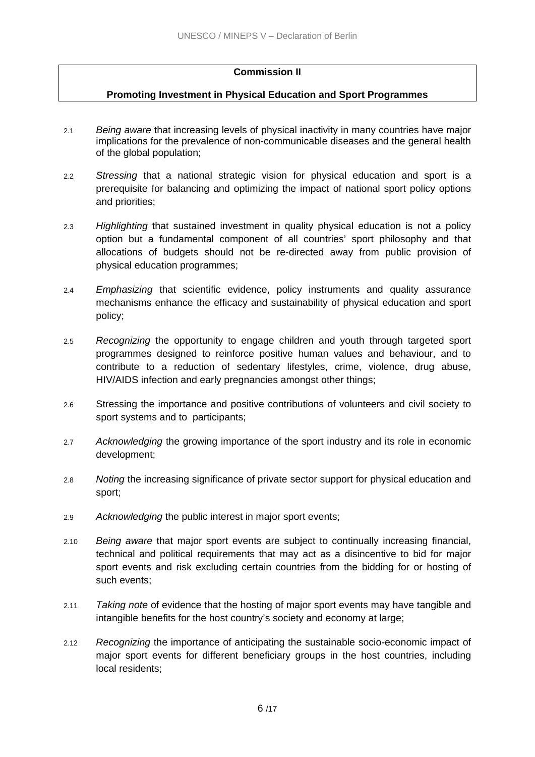**Commission II**

**Promoting Investment in Physical Education and Sport Programmes**

2.1 *Being aware* that increasing levels of physical inactivity in many countries have major implications for the prevalence of non-communicable diseases and the general health of the global population;

2.2 *Stressing* that a national strategic vision for physical education and sport is a prerequisite for balancing and optimizing the impact of national sport policy options and priorities;

2.3 *Highlighting* that sustained investment in quality physical education is not a policy option but a fundamental component of all countries' sport philosophy and that allocations of budgets should not be re-directed away from public provision of physical education programmes;

2.4 *Emphasizing* that scientific evidence, policy instruments and quality assurance mechanisms enhance the efficacy and sustainability of physical education and sport policy;

2.5 *Recognizing* the opportunity to engage children and youth through targeted sport programmes designed to reinforce positive human values and behaviour, and to contribute to a reduction of sedentary lifestyles, crime, violence, drug abuse, HIV/AIDS infection and early pregnancies amongst other things;

2.6 Stressing the importance and positive contributions of volunteers and civil society to sport systems and to participants;

2.7 *Acknowledging* the growing importance of the sport industry and its role in economic development;

2.8 *Noting* the increasing significance of private sector support for physical education and sport;

2.9 *Acknowledging* the public interest in major sport events;

2.10 *Being aware* that major sport events are subject to continually increasing financial, technical and political requirements that may act as a disincentive to bid for major sport events and risk excluding certain countries from the bidding for or hosting of such events;

2.11 *Taking note* of evidence that the hosting of major sport events may have tangible and intangible benefits for the host country's society and economy at large;

2.12 *Recognizing* the importance of anticipating the sustainable socio-economic impact of major sport events for different beneficiary groups in the host countries, including local residents;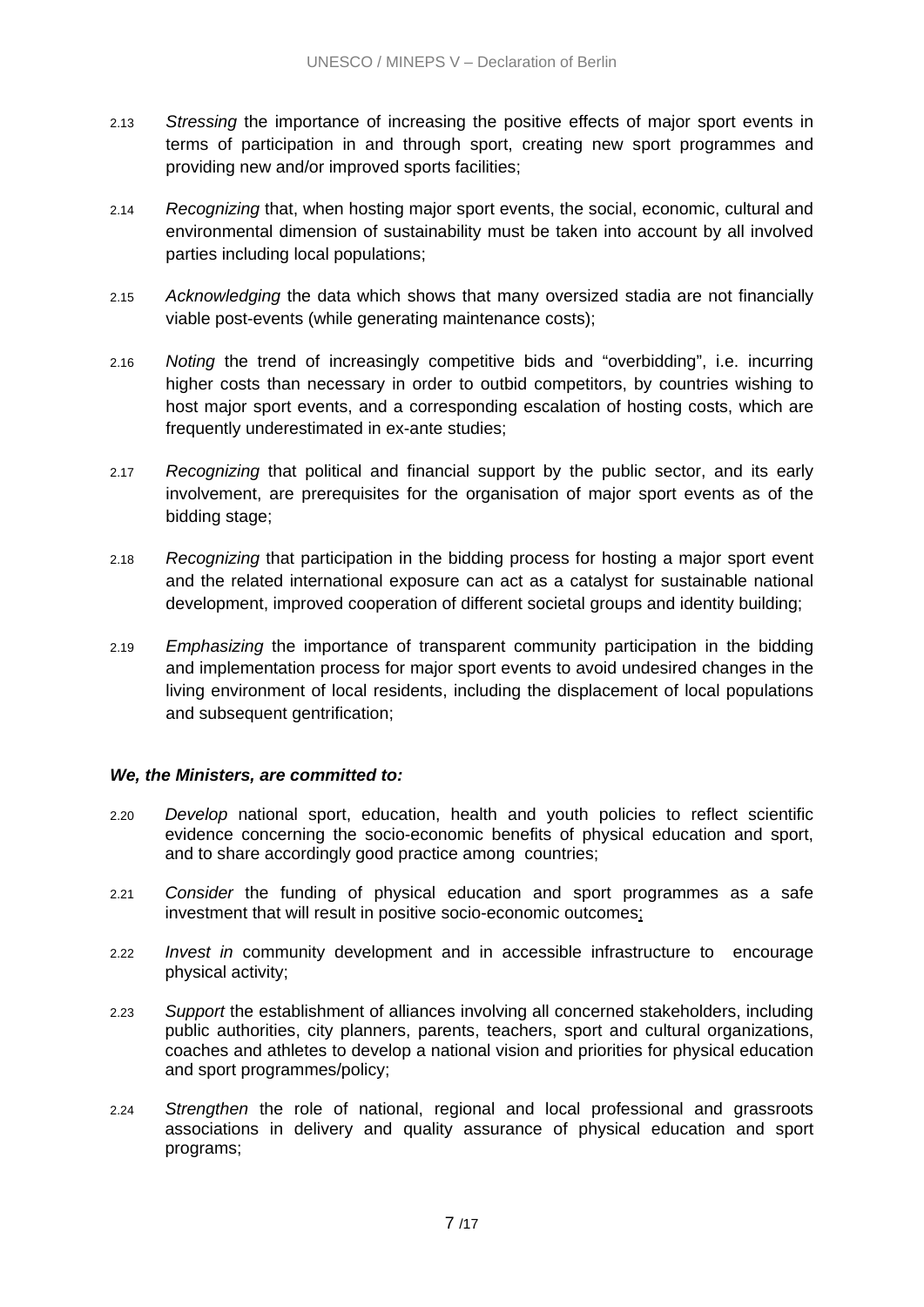2.13 *Stressing* the importance of increasing the positive effects of major sport events in terms of participation in and through sport, creating new sport programmes and providing new and/or improved sports facilities;

2.14 *Recognizing* that, when hosting major sport events, the social, economic, cultural and environmental dimension of sustainability must be taken into account by all involved parties including local populations;

2.15 *Acknowledging* the data which shows that many oversized stadia are not financially viable post-events (while generating maintenance costs);

2.16 *Noting* the trend of increasingly competitive bids and "overbidding", i.e. incurring higher costs than necessary in order to outbid competitors, by countries wishing to host major sport events, and a corresponding escalation of hosting costs, which are frequently underestimated in ex-ante studies;

2.17 *Recognizing* that political and financial support by the public sector, and its early involvement, are prerequisites for the organisation of major sport events as of the bidding stage;

2.18 *Recognizing* that participation in the bidding process for hosting a major sport event and the related international exposure can act as a catalyst for sustainable national development, improved cooperation of different societal groups and identity building;

2.19 *Emphasizing* the importance of transparent community participation in the bidding and implementation process for major sport events to avoid undesired changes in the living environment of local residents, including the displacement of local populations and subsequent gentrification;

***We, the Ministers, are committed to:***

2.20 *Develop* national sport, education, health and youth policies to reflect scientific evidence concerning the socio-economic benefits of physical education and sport, and to share accordingly good practice among countries;

2.21 *Consider* the funding of physical education and sport programmes as a safe investment that will result in positive socio-economic outcomes;

2.22 *Invest in* community development and in accessible infrastructure to encourage physical activity;

2.23 *Support* the establishment of alliances involving all concerned stakeholders, including public authorities, city planners, parents, teachers, sport and cultural organizations, coaches and athletes to develop a national vision and priorities for physical education and sport programmes/policy;

2.24 *Strengthen* the role of national, regional and local professional and grassroots associations in delivery and quality assurance of physical education and sport programs;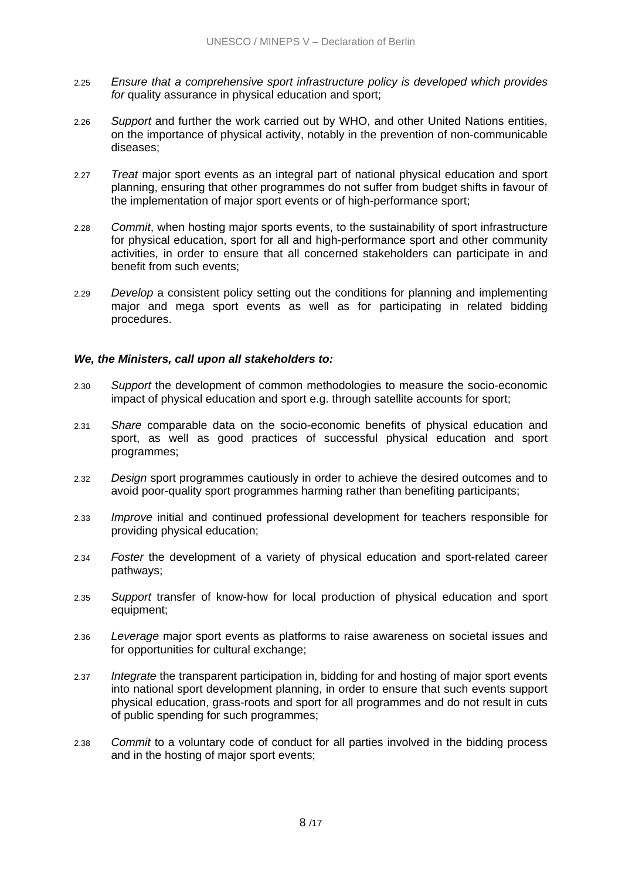2.25 *Ensure that a comprehensive sport infrastructure policy is developed which provides for* quality assurance in physical education and sport;

2.26 *Support* and further the work carried out by WHO, and other United Nations entities, on the importance of physical activity, notably in the prevention of non-communicable diseases;

2.27 *Treat* major sport events as an integral part of national physical education and sport planning, ensuring that other programmes do not suffer from budget shifts in favour of the implementation of major sport events or of high-performance sport;

2.28 *Commit*, when hosting major sports events, to the sustainability of sport infrastructure for physical education, sport for all and high-performance sport and other community activities, in order to ensure that all concerned stakeholders can participate in and benefit from such events;

2.29 *Develop* a consistent policy setting out the conditions for planning and implementing major and mega sport events as well as for participating in related bidding procedures.

***We, the Ministers, call upon all stakeholders to:***

2.30 *Support* the development of common methodologies to measure the socio-economic impact of physical education and sport e.g. through satellite accounts for sport;

2.31 *Share* comparable data on the socio-economic benefits of physical education and sport, as well as good practices of successful physical education and sport programmes;

2.32 *Design* sport programmes cautiously in order to achieve the desired outcomes and to avoid poor-quality sport programmes harming rather than benefiting participants;

2.33 *Improve* initial and continued professional development for teachers responsible for providing physical education;

2.34 *Foster* the development of a variety of physical education and sport-related career pathways;

2.35 *Support* transfer of know-how for local production of physical education and sport equipment;

2.36 *Leverage* major sport events as platforms to raise awareness on societal issues and for opportunities for cultural exchange;

2.37 *Integrate* the transparent participation in, bidding for and hosting of major sport events into national sport development planning, in order to ensure that such events support physical education, grass-roots and sport for all programmes and do not result in cuts of public spending for such programmes;

2.38 *Commit* to a voluntary code of conduct for all parties involved in the bidding process and in the hosting of major sport events;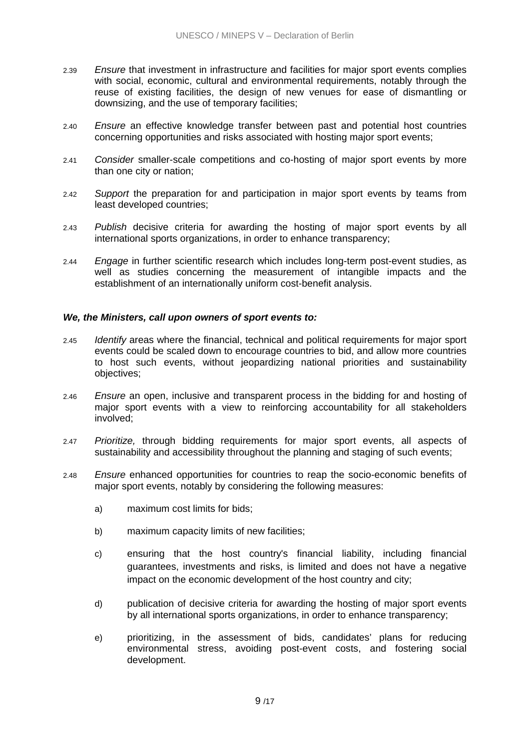2.39 *Ensure* that investment in infrastructure and facilities for major sport events complies with social, economic, cultural and environmental requirements, notably through the reuse of existing facilities, the design of new venues for ease of dismantling or downsizing, and the use of temporary facilities;

2.40 *Ensure* an effective knowledge transfer between past and potential host countries concerning opportunities and risks associated with hosting major sport events;

2.41 *Consider* smaller-scale competitions and co-hosting of major sport events by more than one city or nation;

2.42 *Support* the preparation for and participation in major sport events by teams from least developed countries;

2.43 *Publish* decisive criteria for awarding the hosting of major sport events by all international sports organizations, in order to enhance transparency;

2.44 *Engage* in further scientific research which includes long-term post-event studies, as well as studies concerning the measurement of intangible impacts and the establishment of an internationally uniform cost-benefit analysis.

***We, the Ministers, call upon owners of sport events to:***

2.45 *Identify* areas where the financial, technical and political requirements for major sport events could be scaled down to encourage countries to bid, and allow more countries to host such events, without jeopardizing national priorities and sustainability objectives;

2.46 *Ensure* an open, inclusive and transparent process in the bidding for and hosting of major sport events with a view to reinforcing accountability for all stakeholders involved;

2.47 *Prioritize,* through bidding requirements for major sport events, all aspects of sustainability and accessibility throughout the planning and staging of such events;

2.48 *Ensure* enhanced opportunities for countries to reap the socio-economic benefits of major sport events, notably by considering the following measures:

a) maximum cost limits for bids;

b) maximum capacity limits of new facilities;

c) ensuring that the host country's financial liability, including financial guarantees, investments and risks, is limited and does not have a negative impact on the economic development of the host country and city;

d) publication of decisive criteria for awarding the hosting of major sport events by all international sports organizations, in order to enhance transparency;

e) prioritizing, in the assessment of bids, candidates' plans for reducing environmental stress, avoiding post-event costs, and fostering social development.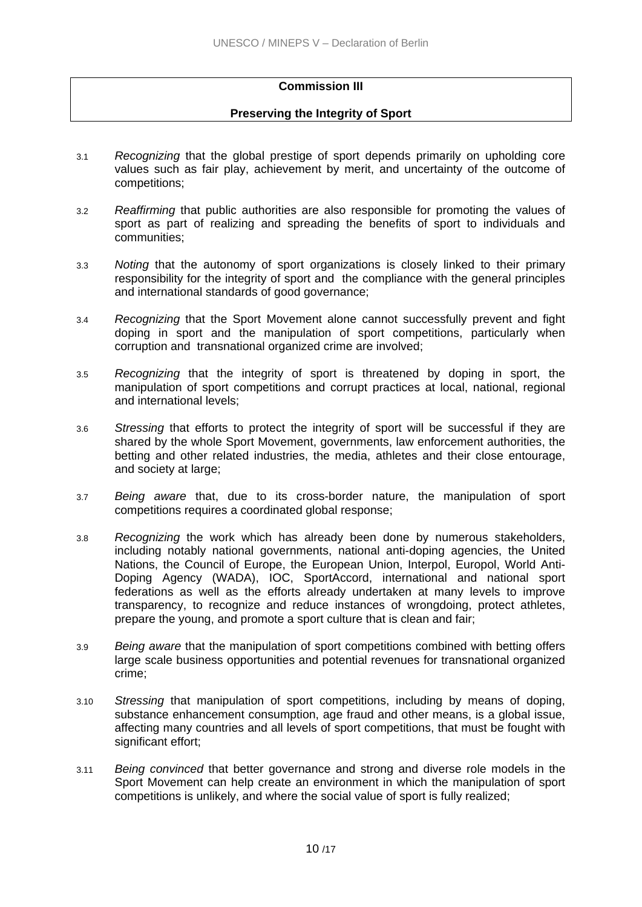## Commission III

## Preserving the Integrity of Sport

3.1 *Recognizing* that the global prestige of sport depends primarily on upholding core values such as fair play, achievement by merit, and uncertainty of the outcome of competitions;

3.2 *Reaffirming* that public authorities are also responsible for promoting the values of sport as part of realizing and spreading the benefits of sport to individuals and communities;

3.3 *Noting* that the autonomy of sport organizations is closely linked to their primary responsibility for the integrity of sport and the compliance with the general principles and international standards of good governance;

3.4 *Recognizing* that the Sport Movement alone cannot successfully prevent and fight doping in sport and the manipulation of sport competitions, particularly when corruption and transnational organized crime are involved;

3.5 *Recognizing* that the integrity of sport is threatened by doping in sport, the manipulation of sport competitions and corrupt practices at local, national, regional and international levels;

3.6 *Stressing* that efforts to protect the integrity of sport will be successful if they are shared by the whole Sport Movement, governments, law enforcement authorities, the betting and other related industries, the media, athletes and their close entourage, and society at large;

3.7 *Being aware* that, due to its cross-border nature, the manipulation of sport competitions requires a coordinated global response;

3.8 *Recognizing* the work which has already been done by numerous stakeholders, including notably national governments, national anti-doping agencies, the United Nations, the Council of Europe, the European Union, Interpol, Europol, World Anti-Doping Agency (WADA), IOC, SportAccord, international and national sport federations as well as the efforts already undertaken at many levels to improve transparency, to recognize and reduce instances of wrongdoing, protect athletes, prepare the young, and promote a sport culture that is clean and fair;

3.9 *Being aware* that the manipulation of sport competitions combined with betting offers large scale business opportunities and potential revenues for transnational organized crime;

3.10 *Stressing* that manipulation of sport competitions, including by means of doping, substance enhancement consumption, age fraud and other means, is a global issue, affecting many countries and all levels of sport competitions, that must be fought with significant effort;

3.11 *Being convinced* that better governance and strong and diverse role models in the Sport Movement can help create an environment in which the manipulation of sport competitions is unlikely, and where the social value of sport is fully realized;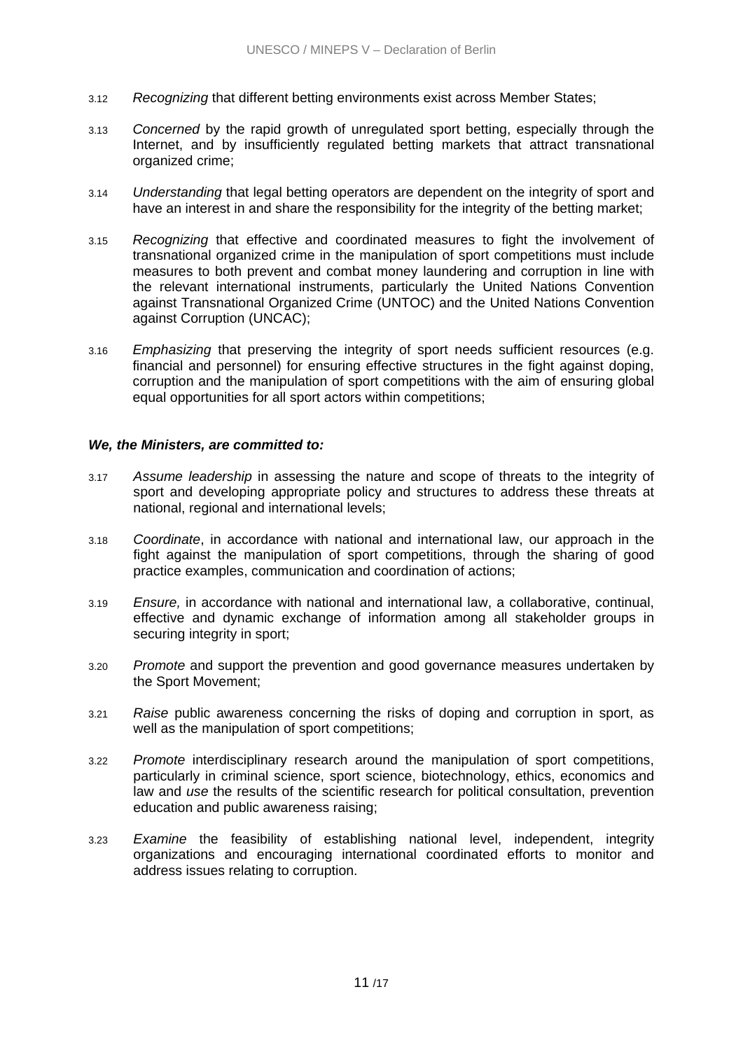3.12 *Recognizing* that different betting environments exist across Member States;

3.13 *Concerned* by the rapid growth of unregulated sport betting, especially through the Internet, and by insufficiently regulated betting markets that attract transnational organized crime;

3.14 *Understanding* that legal betting operators are dependent on the integrity of sport and have an interest in and share the responsibility for the integrity of the betting market;

3.15 *Recognizing* that effective and coordinated measures to fight the involvement of transnational organized crime in the manipulation of sport competitions must include measures to both prevent and combat money laundering and corruption in line with the relevant international instruments, particularly the United Nations Convention against Transnational Organized Crime (UNTOC) and the United Nations Convention against Corruption (UNCAC);

3.16 *Emphasizing* that preserving the integrity of sport needs sufficient resources (e.g. financial and personnel) for ensuring effective structures in the fight against doping, corruption and the manipulation of sport competitions with the aim of ensuring global equal opportunities for all sport actors within competitions;

***We, the Ministers, are committed to:***

3.17 *Assume leadership* in assessing the nature and scope of threats to the integrity of sport and developing appropriate policy and structures to address these threats at national, regional and international levels;

3.18 *Coordinate*, in accordance with national and international law, our approach in the fight against the manipulation of sport competitions, through the sharing of good practice examples, communication and coordination of actions;

3.19 *Ensure,* in accordance with national and international law, a collaborative, continual, effective and dynamic exchange of information among all stakeholder groups in securing integrity in sport;

3.20 *Promote* and support the prevention and good governance measures undertaken by the Sport Movement;

3.21 *Raise* public awareness concerning the risks of doping and corruption in sport, as well as the manipulation of sport competitions;

3.22 *Promote* interdisciplinary research around the manipulation of sport competitions, particularly in criminal science, sport science, biotechnology, ethics, economics and law and *use* the results of the scientific research for political consultation, prevention education and public awareness raising;

3.23 *Examine* the feasibility of establishing national level, independent, integrity organizations and encouraging international coordinated efforts to monitor and address issues relating to corruption.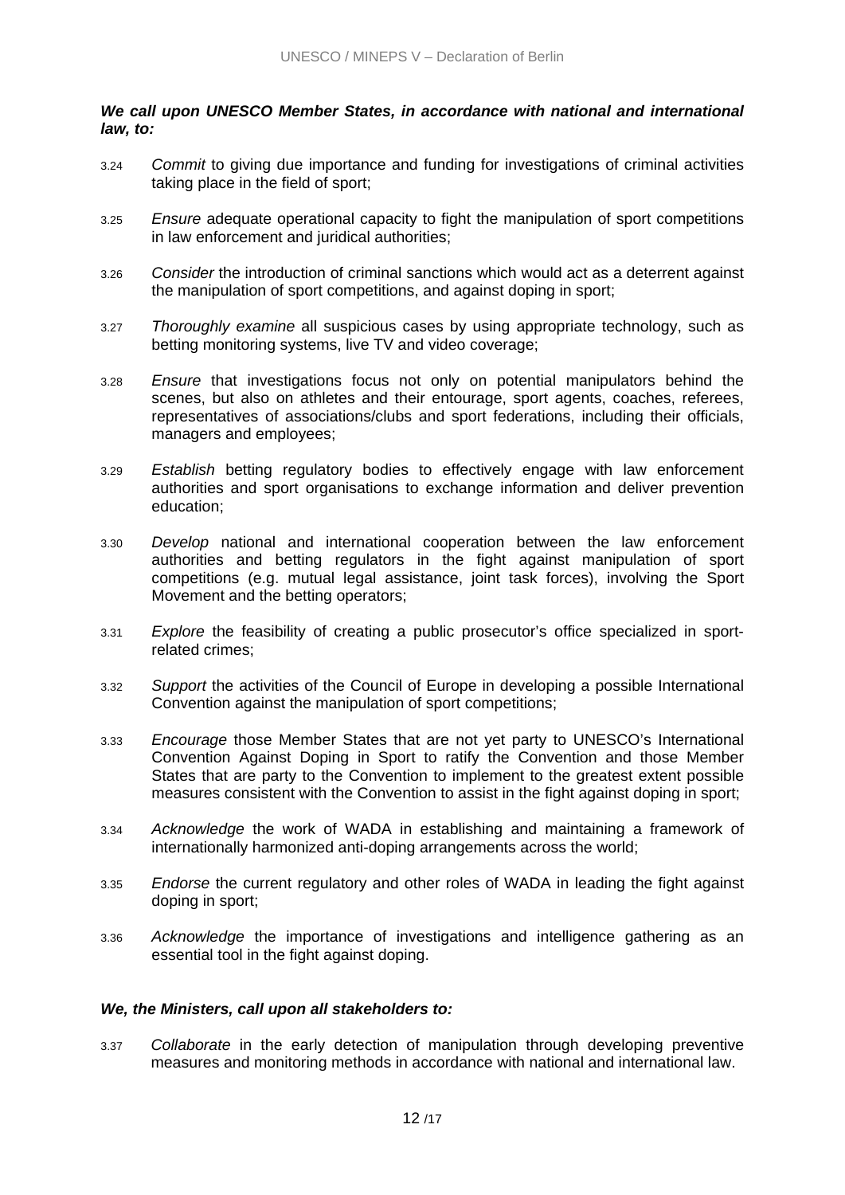***We call upon UNESCO Member States, in accordance with national and international law, to:***

3.24 *Commit* to giving due importance and funding for investigations of criminal activities taking place in the field of sport;

3.25 *Ensure* adequate operational capacity to fight the manipulation of sport competitions in law enforcement and juridical authorities;

3.26 *Consider* the introduction of criminal sanctions which would act as a deterrent against the manipulation of sport competitions, and against doping in sport;

3.27 *Thoroughly examine* all suspicious cases by using appropriate technology, such as betting monitoring systems, live TV and video coverage;

3.28 *Ensure* that investigations focus not only on potential manipulators behind the scenes, but also on athletes and their entourage, sport agents, coaches, referees, representatives of associations/clubs and sport federations, including their officials, managers and employees;

3.29 *Establish* betting regulatory bodies to effectively engage with law enforcement authorities and sport organisations to exchange information and deliver prevention education;

3.30 *Develop* national and international cooperation between the law enforcement authorities and betting regulators in the fight against manipulation of sport competitions (e.g. mutual legal assistance, joint task forces), involving the Sport Movement and the betting operators;

3.31 *Explore* the feasibility of creating a public prosecutor's office specialized in sport-related crimes;

3.32 *Support* the activities of the Council of Europe in developing a possible International Convention against the manipulation of sport competitions;

3.33 *Encourage* those Member States that are not yet party to UNESCO's International Convention Against Doping in Sport to ratify the Convention and those Member States that are party to the Convention to implement to the greatest extent possible measures consistent with the Convention to assist in the fight against doping in sport;

3.34 *Acknowledge* the work of WADA in establishing and maintaining a framework of internationally harmonized anti-doping arrangements across the world;

3.35 *Endorse* the current regulatory and other roles of WADA in leading the fight against doping in sport;

3.36 *Acknowledge* the importance of investigations and intelligence gathering as an essential tool in the fight against doping.

***We, the Ministers, call upon all stakeholders to:***

3.37 *Collaborate* in the early detection of manipulation through developing preventive measures and monitoring methods in accordance with national and international law.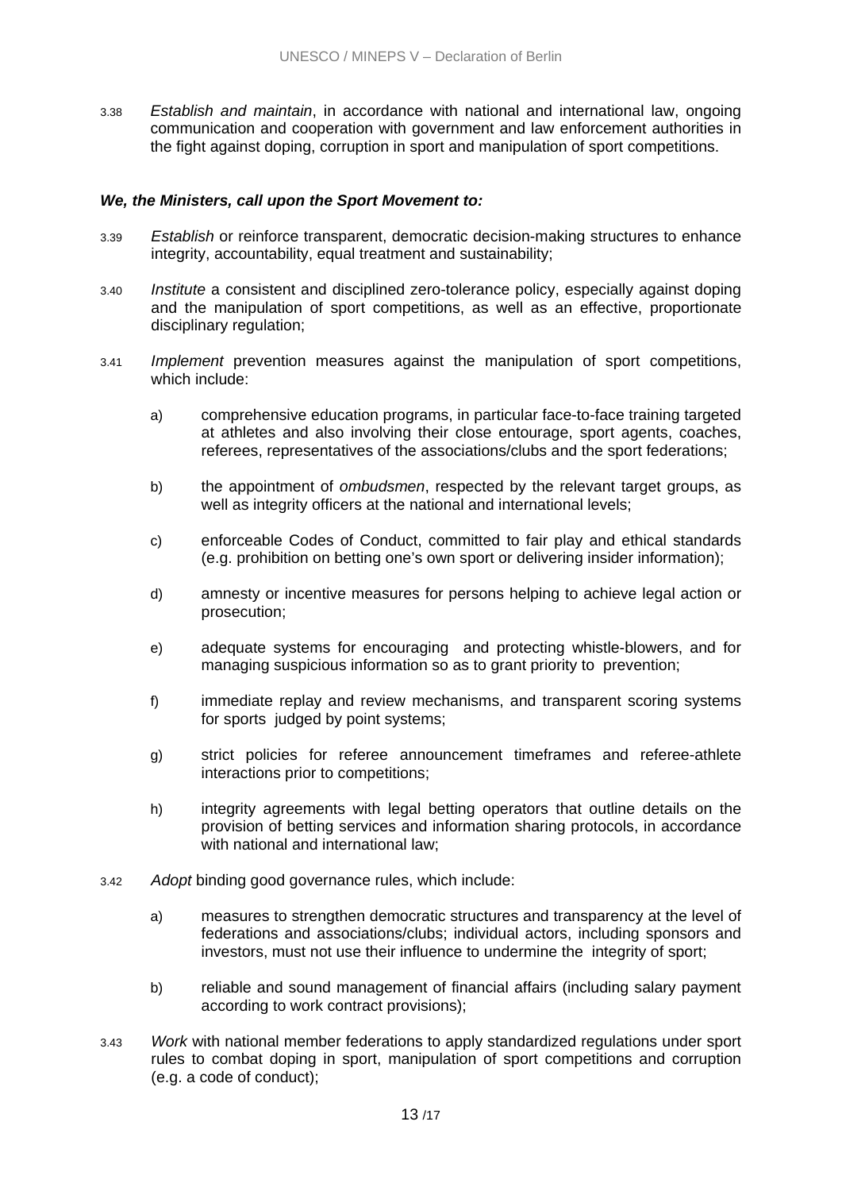3.38 *Establish and maintain*, in accordance with national and international law, ongoing communication and cooperation with government and law enforcement authorities in the fight against doping, corruption in sport and manipulation of sport competitions.

***We, the Ministers, call upon the Sport Movement to:***

3.39 *Establish* or reinforce transparent, democratic decision-making structures to enhance integrity, accountability, equal treatment and sustainability;

3.40 *Institute* a consistent and disciplined zero-tolerance policy, especially against doping and the manipulation of sport competitions, as well as an effective, proportionate disciplinary regulation;

3.41 *Implement* prevention measures against the manipulation of sport competitions, which include:

a) comprehensive education programs, in particular face-to-face training targeted at athletes and also involving their close entourage, sport agents, coaches, referees, representatives of the associations/clubs and the sport federations;

b) the appointment of *ombudsmen*, respected by the relevant target groups, as well as integrity officers at the national and international levels;

c) enforceable Codes of Conduct, committed to fair play and ethical standards (e.g. prohibition on betting one's own sport or delivering insider information);

d) amnesty or incentive measures for persons helping to achieve legal action or prosecution;

e) adequate systems for encouraging and protecting whistle-blowers, and for managing suspicious information so as to grant priority to prevention;

f) immediate replay and review mechanisms, and transparent scoring systems for sports judged by point systems;

g) strict policies for referee announcement timeframes and referee-athlete interactions prior to competitions;

h) integrity agreements with legal betting operators that outline details on the provision of betting services and information sharing protocols, in accordance with national and international law;

3.42 *Adopt* binding good governance rules, which include:

a) measures to strengthen democratic structures and transparency at the level of federations and associations/clubs; individual actors, including sponsors and investors, must not use their influence to undermine the integrity of sport;

b) reliable and sound management of financial affairs (including salary payment according to work contract provisions);

3.43 *Work* with national member federations to apply standardized regulations under sport rules to combat doping in sport, manipulation of sport competitions and corruption (e.g. a code of conduct);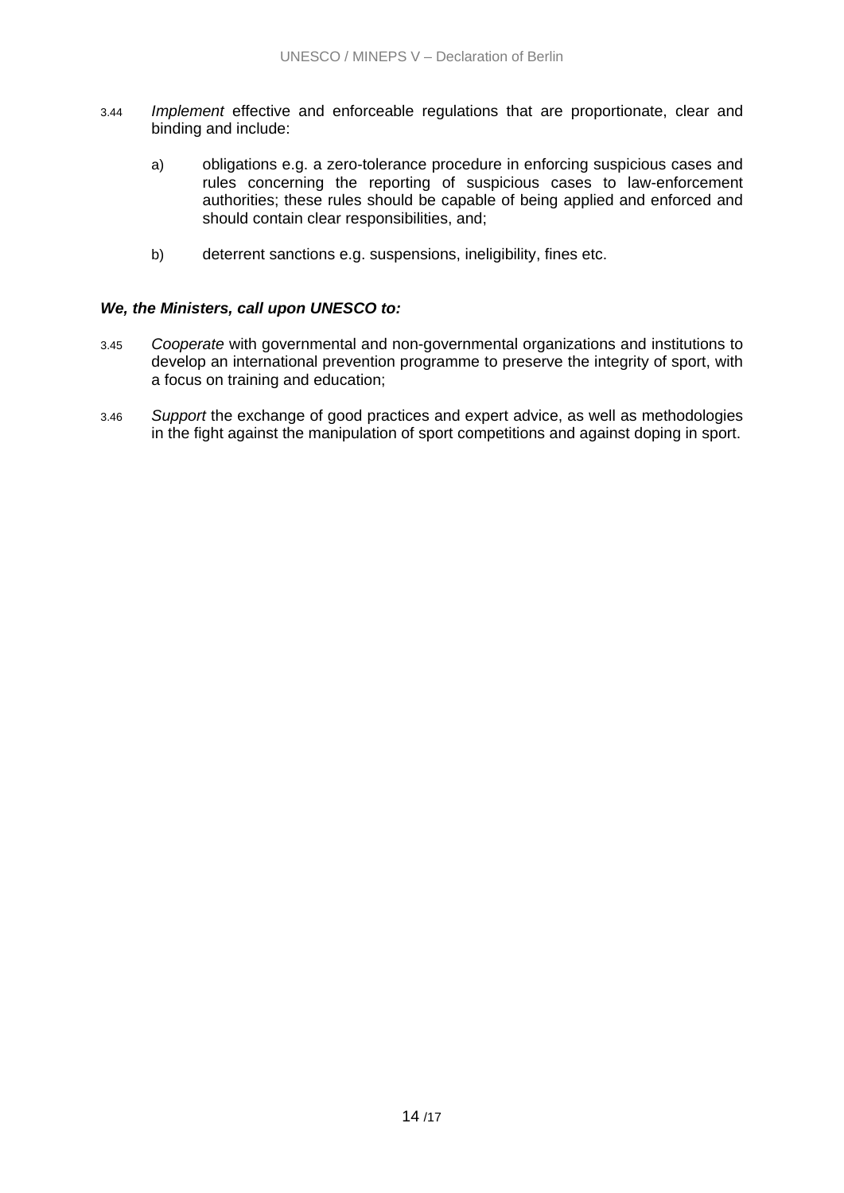3.44 *Implement* effective and enforceable regulations that are proportionate, clear and binding and include:

a) obligations e.g. a zero-tolerance procedure in enforcing suspicious cases and rules concerning the reporting of suspicious cases to law-enforcement authorities; these rules should be capable of being applied and enforced and should contain clear responsibilities, and;

b) deterrent sanctions e.g. suspensions, ineligibility, fines etc.

***We, the Ministers, call upon UNESCO to:***

3.45 *Cooperate* with governmental and non-governmental organizations and institutions to develop an international prevention programme to preserve the integrity of sport, with a focus on training and education;

3.46 *Support* the exchange of good practices and expert advice, as well as methodologies in the fight against the manipulation of sport competitions and against doping in sport.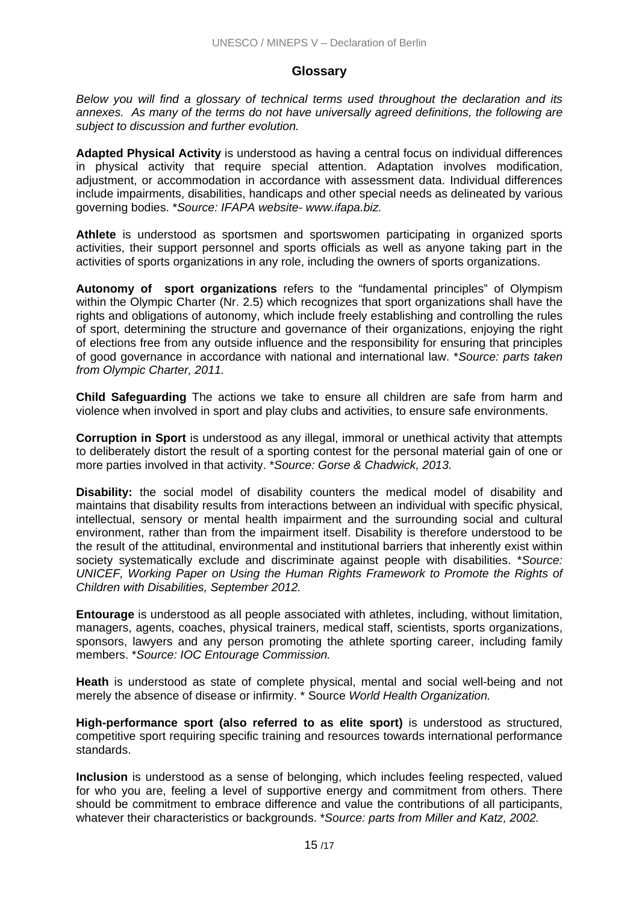## Glossary

*Below you will find a glossary of technical terms used throughout the declaration and its annexes. As many of the terms do not have universally agreed definitions, the following are subject to discussion and further evolution.*

**Adapted Physical Activity** is understood as having a central focus on individual differences in physical activity that require special attention. Adaptation involves modification, adjustment, or accommodation in accordance with assessment data. Individual differences include impairments, disabilities, handicaps and other special needs as delineated by various governing bodies. \**Source: IFAPA website- www.ifapa.biz.*

**Athlete** is understood as sportsmen and sportswomen participating in organized sports activities, their support personnel and sports officials as well as anyone taking part in the activities of sports organizations in any role, including the owners of sports organizations.

**Autonomy of sport organizations** refers to the "fundamental principles" of Olympism within the Olympic Charter (Nr. 2.5) which recognizes that sport organizations shall have the rights and obligations of autonomy, which include freely establishing and controlling the rules of sport, determining the structure and governance of their organizations, enjoying the right of elections free from any outside influence and the responsibility for ensuring that principles of good governance in accordance with national and international law. \**Source: parts taken from Olympic Charter, 2011.*

**Child Safeguarding** The actions we take to ensure all children are safe from harm and violence when involved in sport and play clubs and activities, to ensure safe environments.

**Corruption in Sport** is understood as any illegal, immoral or unethical activity that attempts to deliberately distort the result of a sporting contest for the personal material gain of one or more parties involved in that activity. \**Source: Gorse & Chadwick, 2013.*

**Disability:** the social model of disability counters the medical model of disability and maintains that disability results from interactions between an individual with specific physical, intellectual, sensory or mental health impairment and the surrounding social and cultural environment, rather than from the impairment itself. Disability is therefore understood to be the result of the attitudinal, environmental and institutional barriers that inherently exist within society systematically exclude and discriminate against people with disabilities. \**Source: UNICEF, Working Paper on Using the Human Rights Framework to Promote the Rights of Children with Disabilities, September 2012.*

**Entourage** is understood as all people associated with athletes, including, without limitation, managers, agents, coaches, physical trainers, medical staff, scientists, sports organizations, sponsors, lawyers and any person promoting the athlete sporting career, including family members. \**Source: IOC Entourage Commission.*

**Heath** is understood as state of complete physical, mental and social well-being and not merely the absence of disease or infirmity. \* Source *World Health Organization.*

**High-performance sport (also referred to as elite sport)** is understood as structured, competitive sport requiring specific training and resources towards international performance standards.

**Inclusion** is understood as a sense of belonging, which includes feeling respected, valued for who you are, feeling a level of supportive energy and commitment from others. There should be commitment to embrace difference and value the contributions of all participants, whatever their characteristics or backgrounds. \**Source: parts from Miller and Katz, 2002.*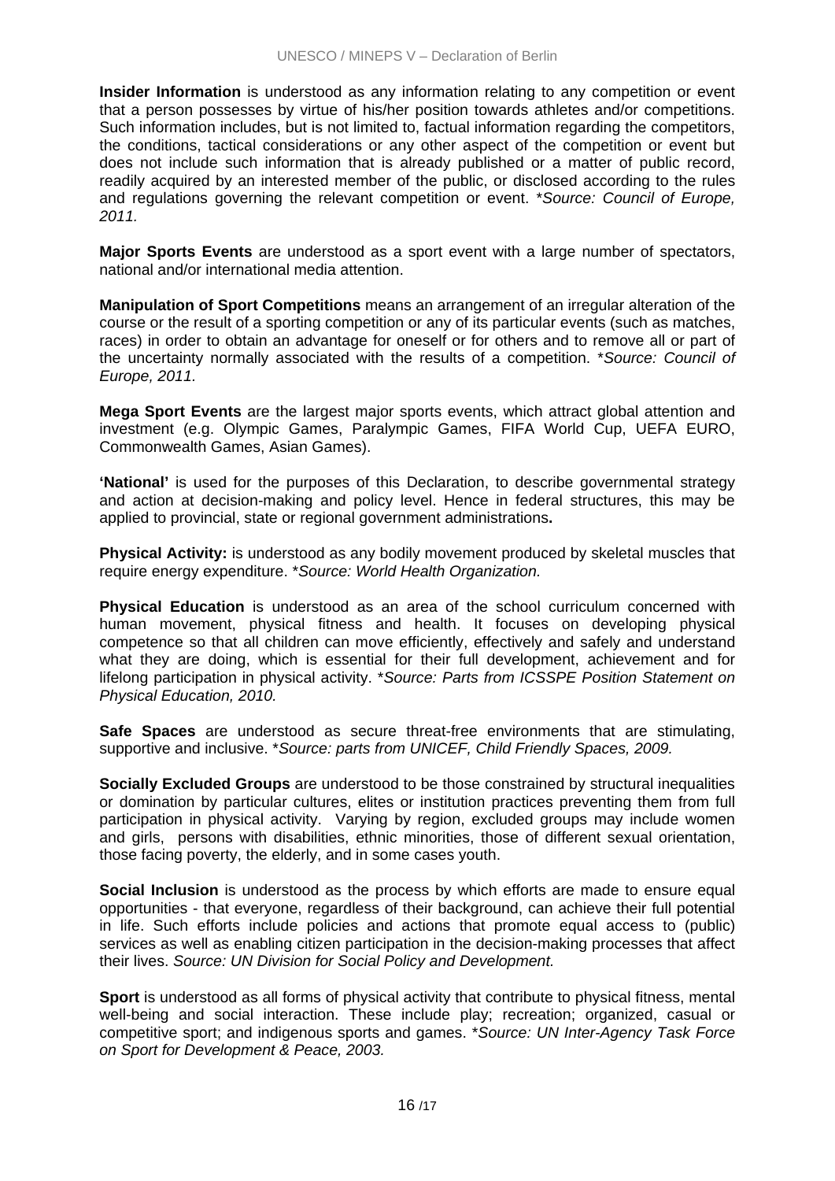**Insider Information** is understood as any information relating to any competition or event that a person possesses by virtue of his/her position towards athletes and/or competitions. Such information includes, but is not limited to, factual information regarding the competitors, the conditions, tactical considerations or any other aspect of the competition or event but does not include such information that is already published or a matter of public record, readily acquired by an interested member of the public, or disclosed according to the rules and regulations governing the relevant competition or event. *\*Source: Council of Europe, 2011.*

**Major Sports Events** are understood as a sport event with a large number of spectators, national and/or international media attention.

**Manipulation of Sport Competitions** means an arrangement of an irregular alteration of the course or the result of a sporting competition or any of its particular events (such as matches, races) in order to obtain an advantage for oneself or for others and to remove all or part of the uncertainty normally associated with the results of a competition. *\*Source: Council of Europe, 2011.*

**Mega Sport Events** are the largest major sports events, which attract global attention and investment (e.g. Olympic Games, Paralympic Games, FIFA World Cup, UEFA EURO, Commonwealth Games, Asian Games).

**'National'** is used for the purposes of this Declaration, to describe governmental strategy and action at decision-making and policy level. Hence in federal structures, this may be applied to provincial, state or regional government administrations**.**

**Physical Activity:** is understood as any bodily movement produced by skeletal muscles that require energy expenditure. *\*Source: World Health Organization.*

**Physical Education** is understood as an area of the school curriculum concerned with human movement, physical fitness and health. It focuses on developing physical competence so that all children can move efficiently, effectively and safely and understand what they are doing, which is essential for their full development, achievement and for lifelong participation in physical activity. *\*Source: Parts from ICSSPE Position Statement on Physical Education, 2010.*

**Safe Spaces** are understood as secure threat-free environments that are stimulating, supportive and inclusive. *\*Source: parts from UNICEF, Child Friendly Spaces, 2009.*

**Socially Excluded Groups** are understood to be those constrained by structural inequalities or domination by particular cultures, elites or institution practices preventing them from full participation in physical activity. Varying by region, excluded groups may include women and girls, persons with disabilities, ethnic minorities, those of different sexual orientation, those facing poverty, the elderly, and in some cases youth.

**Social Inclusion** is understood as the process by which efforts are made to ensure equal opportunities - that everyone, regardless of their background, can achieve their full potential in life. Such efforts include policies and actions that promote equal access to (public) services as well as enabling citizen participation in the decision-making processes that affect their lives. *Source: UN Division for Social Policy and Development.*

**Sport** is understood as all forms of physical activity that contribute to physical fitness, mental well-being and social interaction. These include play; recreation; organized, casual or competitive sport; and indigenous sports and games. *\*Source: UN Inter-Agency Task Force on Sport for Development & Peace, 2003.*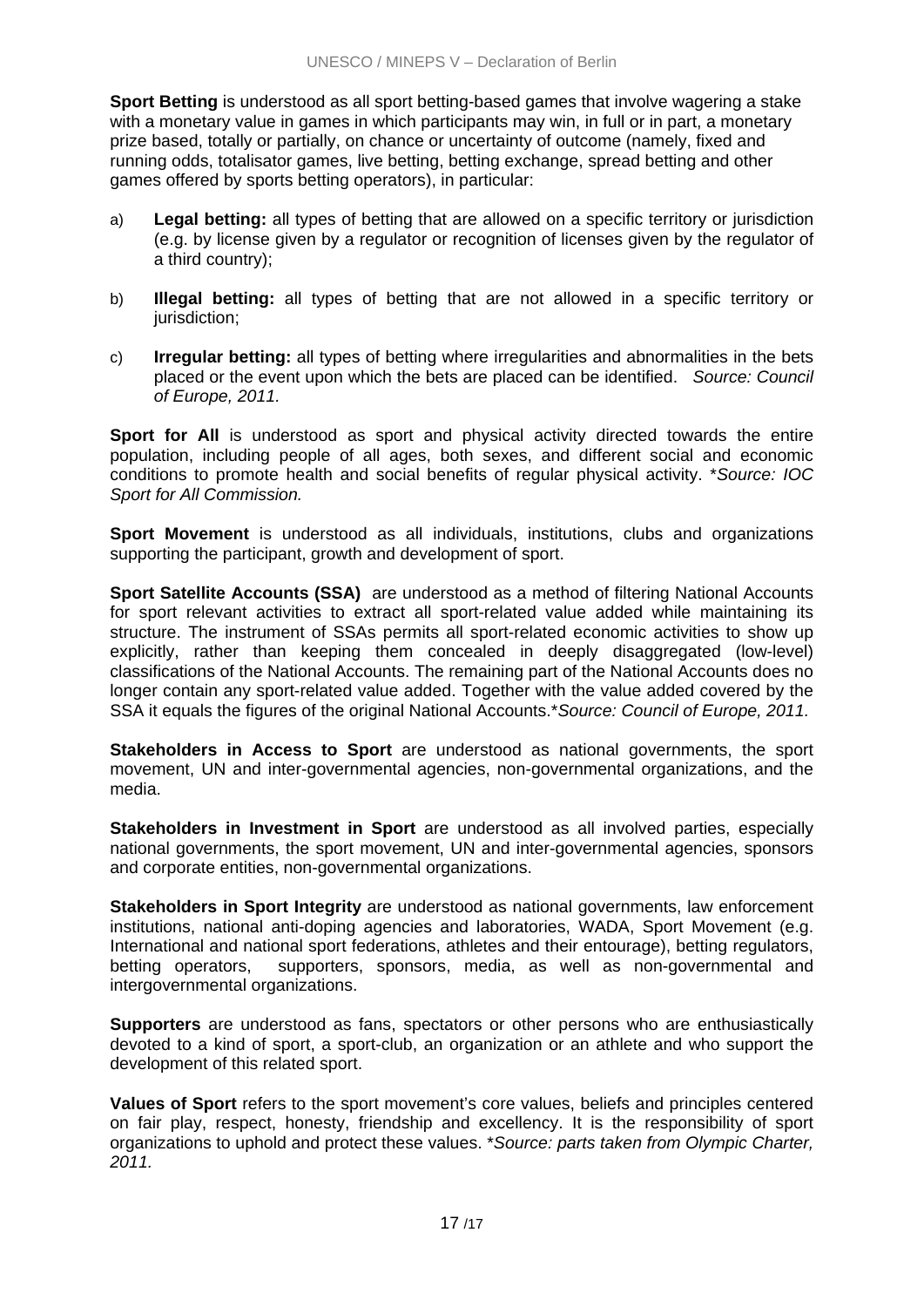**Sport Betting** is understood as all sport betting-based games that involve wagering a stake with a monetary value in games in which participants may win, in full or in part, a monetary prize based, totally or partially, on chance or uncertainty of outcome (namely, fixed and running odds, totalisator games, live betting, betting exchange, spread betting and other games offered by sports betting operators), in particular:

a) **Legal betting:** all types of betting that are allowed on a specific territory or jurisdiction (e.g. by license given by a regulator or recognition of licenses given by the regulator of a third country);

b) **Illegal betting:** all types of betting that are not allowed in a specific territory or jurisdiction;

c) **Irregular betting:** all types of betting where irregularities and abnormalities in the bets placed or the event upon which the bets are placed can be identified. *Source: Council of Europe, 2011.*

**Sport for All** is understood as sport and physical activity directed towards the entire population, including people of all ages, both sexes, and different social and economic conditions to promote health and social benefits of regular physical activity. **Source: IOC Sport for All Commission.*

**Sport Movement** is understood as all individuals, institutions, clubs and organizations supporting the participant, growth and development of sport.

**Sport Satellite Accounts (SSA)** are understood as a method of filtering National Accounts for sport relevant activities to extract all sport-related value added while maintaining its structure. The instrument of SSAs permits all sport-related economic activities to show up explicitly, rather than keeping them concealed in deeply disaggregated (low-level) classifications of the National Accounts. The remaining part of the National Accounts does no longer contain any sport-related value added. Together with the value added covered by the SSA it equals the figures of the original National Accounts.**Source: Council of Europe, 2011.*

**Stakeholders in Access to Sport** are understood as national governments, the sport movement, UN and inter-governmental agencies, non-governmental organizations, and the media.

**Stakeholders in Investment in Sport** are understood as all involved parties, especially national governments, the sport movement, UN and inter-governmental agencies, sponsors and corporate entities, non-governmental organizations.

**Stakeholders in Sport Integrity** are understood as national governments, law enforcement institutions, national anti-doping agencies and laboratories, WADA, Sport Movement (e.g. International and national sport federations, athletes and their entourage), betting regulators, betting operators, supporters, sponsors, media, as well as non-governmental and intergovernmental organizations.

**Supporters** are understood as fans, spectators or other persons who are enthusiastically devoted to a kind of sport, a sport-club, an organization or an athlete and who support the development of this related sport.

**Values of Sport** refers to the sport movement's core values, beliefs and principles centered on fair play, respect, honesty, friendship and excellency. It is the responsibility of sport organizations to uphold and protect these values. **Source: parts taken from Olympic Charter, 2011.*